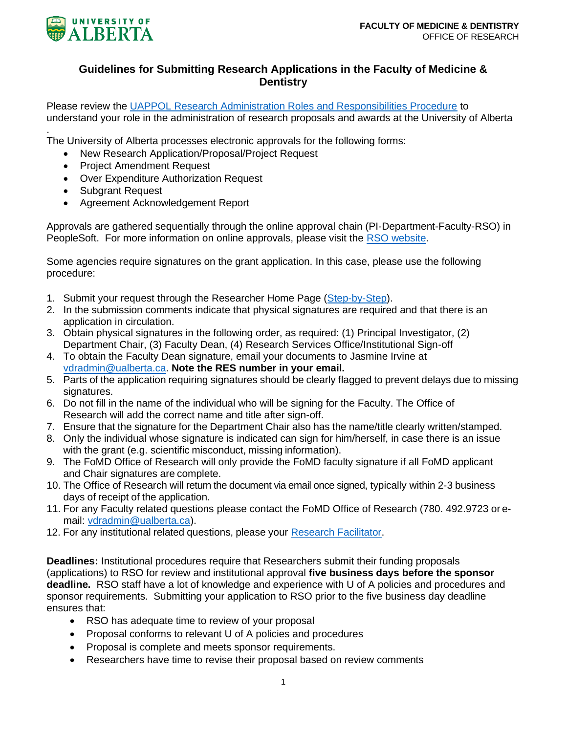**FACULTY OF MEDICINE & DENTISTRY**
OFFICE OF RESEARCH

# Guidelines for Submitting Research Applications in the Faculty of Medicine & Dentistry

Please review the [UAPPOL Research Administration Roles and Responsibilities Procedure]() to understand your role in the administration of research proposals and awards at the University of Alberta
.
The University of Alberta processes electronic approvals for the following forms:

- New Research Application/Proposal/Project Request
- Project Amendment Request
- Over Expenditure Authorization Request
- Subgrant Request
- Agreement Acknowledgement Report

Approvals are gathered sequentially through the online approval chain (PI-Department-Faculty-RSO) in PeopleSoft. For more information on online approvals, please visit the [RSO website]().

Some agencies require signatures on the grant application. In this case, please use the following procedure:

1. Submit your request through the Researcher Home Page ([Step-by-Step]()).
2. In the submission comments indicate that physical signatures are required and that there is an application in circulation.
3. Obtain physical signatures in the following order, as required: (1) Principal Investigator, (2) Department Chair, (3) Faculty Dean, (4) Research Services Office/Institutional Sign-off
4. To obtain the Faculty Dean signature, email your documents to Jasmine Irvine at vdradmin@ualberta.ca. **Note the RES number in your email.**
5. Parts of the application requiring signatures should be clearly flagged to prevent delays due to missing signatures.
6. Do not fill in the name of the individual who will be signing for the Faculty. The Office of Research will add the correct name and title after sign-off.
7. Ensure that the signature for the Department Chair also has the name/title clearly written/stamped.
8. Only the individual whose signature is indicated can sign for him/herself, in case there is an issue with the grant (e.g. scientific misconduct, missing information).
9. The FoMD Office of Research will only provide the FoMD faculty signature if all FoMD applicant and Chair signatures are complete.
10. The Office of Research will return the document via email once signed, typically within 2-3 business days of receipt of the application.
11. For any Faculty related questions please contact the FoMD Office of Research (780. 492.9723 or e-mail: vdradmin@ualberta.ca).
12. For any institutional related questions, please your [Research Facilitator]().

**Deadlines:** Institutional procedures require that Researchers submit their funding proposals (applications) to RSO for review and institutional approval **five business days before the sponsor deadline.** RSO staff have a lot of knowledge and experience with U of A policies and procedures and sponsor requirements. Submitting your application to RSO prior to the five business day deadline ensures that:

- RSO has adequate time to review of your proposal
- Proposal conforms to relevant U of A policies and procedures
- Proposal is complete and meets sponsor requirements.
- Researchers have time to revise their proposal based on review comments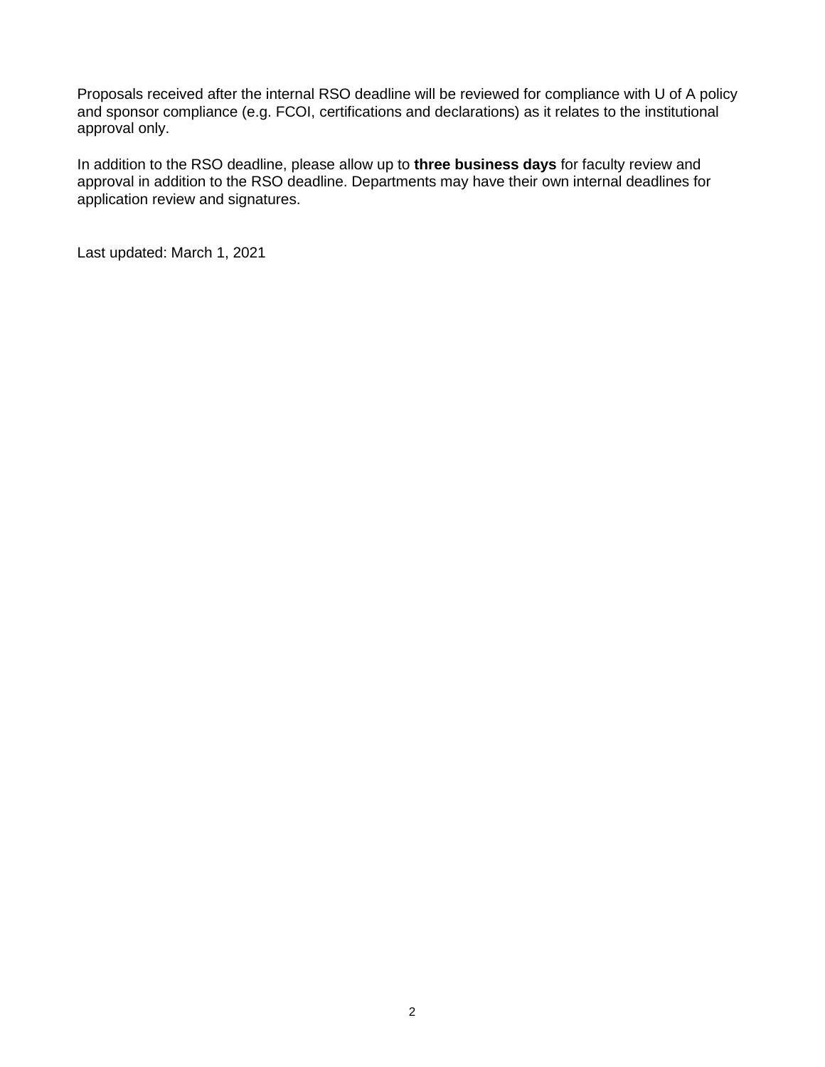Proposals received after the internal RSO deadline will be reviewed for compliance with U of A policy and sponsor compliance (e.g. FCOI, certifications and declarations) as it relates to the institutional approval only.

In addition to the RSO deadline, please allow up to **three business days** for faculty review and approval in addition to the RSO deadline. Departments may have their own internal deadlines for application review and signatures.

Last updated: March 1, 2021